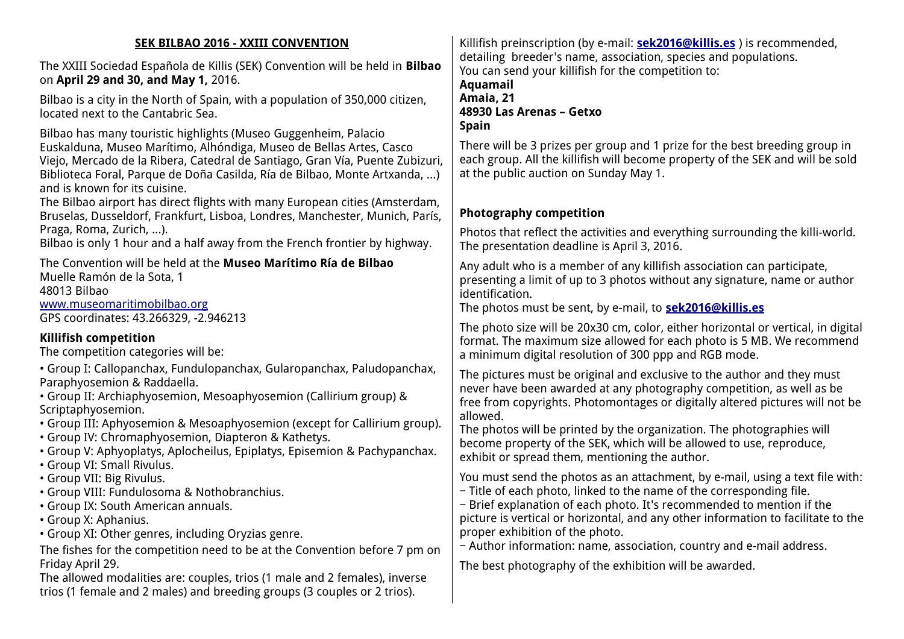# SEK BILBAO 2016 - XXIII CONVENTION

The XXIII Sociedad Española de Killis (SEK) Convention will be held in **Bilbao** on **April 29 and 30, and May 1,** 2016.

Bilbao is a city in the North of Spain, with a population of 350,000 citizen, located next to the Cantabric Sea.

Bilbao has many touristic highlights (Museo Guggenheim, Palacio Euskalduna, Museo Marítimo, Alhóndiga, Museo de Bellas Artes, Casco Viejo, Mercado de la Ribera, Catedral de Santiago, Gran Vía, Puente Zubizuri, Biblioteca Foral, Parque de Doña Casilda, Ría de Bilbao, Monte Artxanda, ...) and is known for its cuisine.
The Bilbao airport has direct flights with many European cities (Amsterdam, Bruselas, Dusseldorf, Frankfurt, Lisboa, Londres, Manchester, Munich, París, Praga, Roma, Zurich, ...).
Bilbao is only 1 hour and a half away from the French frontier by highway.

The Convention will be held at the **Museo Marítimo Ría de Bilbao**
Muelle Ramón de la Sota, 1
48013 Bilbao
www.museomaritimobilbao.org
GPS coordinates: 43.266329, -2.946213

## Killifish competition

The competition categories will be:

- Group I: Callopanchax, Fundulopanchax, Gularopanchax, Paludopanchax, Paraphyosemion & Raddaella.
- Group II: Archiaphyosemion, Mesoaphyosemion (Callirium group) & Scriptaphyosemion.
- Group III: Aphyosemion & Mesoaphyosemion (except for Callirium group).
- Group IV: Chromaphyosemion, Diapteron & Kathetys.
- Group V: Aphyoplatys, Aplocheilus, Epiplatys, Episemion & Pachypanchax.
- Group VI: Small Rivulus.
- Group VII: Big Rivulus.
- Group VIII: Fundulosoma & Nothobranchius.
- Group IX: South American annuals.
- Group X: Aphanius.
- Group XI: Other genres, including Oryzias genre.

The fishes for the competition need to be at the Convention before 7 pm on Friday April 29.
The allowed modalities are: couples, trios (1 male and 2 females), inverse trios (1 female and 2 males) and breeding groups (3 couples or 2 trios).

Killifish preinscription (by e-mail: **sek2016@killis.es** ) is recommended, detailing breeder's name, association, species and populations.
You can send your killifish for the competition to:
**Aquamail**
**Amaia, 21**
**48930 Las Arenas – Getxo**
**Spain**

There will be 3 prizes per group and 1 prize for the best breeding group in each group. All the killifish will become property of the SEK and will be sold at the public auction on Sunday May 1.

## Photography competition

Photos that reflect the activities and everything surrounding the killi-world. The presentation deadline is April 3, 2016.

Any adult who is a member of any killifish association can participate, presenting a limit of up to 3 photos without any signature, name or author identification.
The photos must be sent, by e-mail, to **sek2016@killis.es**

The photo size will be 20x30 cm, color, either horizontal or vertical, in digital format. The maximum size allowed for each photo is 5 MB. We recommend a minimum digital resolution of 300 ppp and RGB mode.

The pictures must be original and exclusive to the author and they must never have been awarded at any photography competition, as well as be free from copyrights. Photomontages or digitally altered pictures will not be allowed.
The photos will be printed by the organization. The photographies will become property of the SEK, which will be allowed to use, reproduce, exhibit or spread them, mentioning the author.

You must send the photos as an attachment, by e-mail, using a text file with:
- Title of each photo, linked to the name of the corresponding file.
- Brief explanation of each photo. It's recommended to mention if the picture is vertical or horizontal, and any other information to facilitate to the proper exhibition of the photo.
- Author information: name, association, country and e-mail address.

The best photography of the exhibition will be awarded.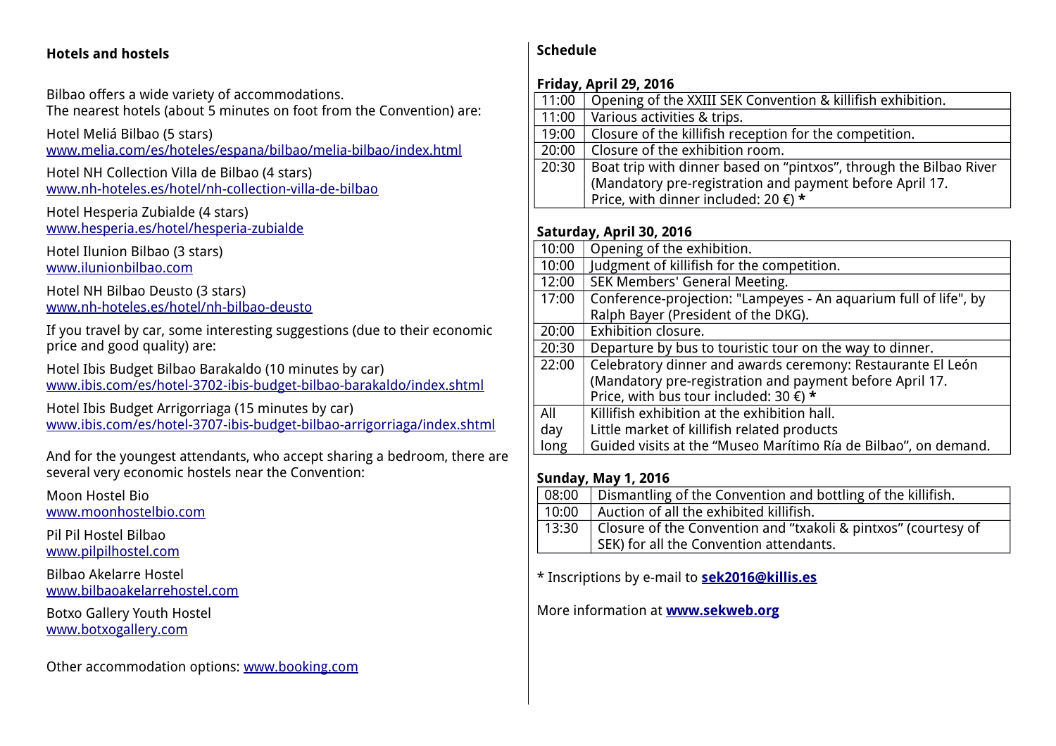## Hotels and hostels

Bilbao offers a wide variety of accommodations.
The nearest hotels (about 5 minutes on foot from the Convention) are:

Hotel Meliá Bilbao (5 stars)
www.melia.com/es/hoteles/espana/bilbao/melia-bilbao/index.html

Hotel NH Collection Villa de Bilbao (4 stars)
www.nh-hoteles.es/hotel/nh-collection-villa-de-bilbao

Hotel Hesperia Zubialde (4 stars)
www.hesperia.es/hotel/hesperia-zubialde

Hotel Ilunion Bilbao (3 stars)
www.ilunionbilbao.com

Hotel NH Bilbao Deusto (3 stars)
www.nh-hoteles.es/hotel/nh-bilbao-deusto

If you travel by car, some interesting suggestions (due to their economic price and good quality) are:

Hotel Ibis Budget Bilbao Barakaldo (10 minutes by car)
www.ibis.com/es/hotel-3702-ibis-budget-bilbao-barakaldo/index.shtml

Hotel Ibis Budget Arrigorriaga (15 minutes by car)
www.ibis.com/es/hotel-3707-ibis-budget-bilbao-arrigorriaga/index.shtml

And for the youngest attendants, who accept sharing a bedroom, there are several very economic hostels near the Convention:

Moon Hostel Bio
www.moonhostelbio.com

Pil Pil Hostel Bilbao
www.pilpilhostel.com

Bilbao Akelarre Hostel
www.bilbaoakelarrehostel.com

Botxo Gallery Youth Hostel
www.botxogallery.com

Other accommodation options: www.booking.com

## Schedule

**Friday, April 29, 2016**

| | |
|---|---|
| 11:00 | Opening of the XXIII SEK Convention & killifish exhibition. |
| 11:00 | Various activities & trips. |
| 19:00 | Closure of the killifish reception for the competition. |
| 20:00 | Closure of the exhibition room. |
| 20:30 | Boat trip with dinner based on "pintxos", through the Bilbao River (Mandatory pre-registration and payment before April 17. Price, with dinner included: 20 €) * |

**Saturday, April 30, 2016**

| | |
|---|---|
| 10:00 | Opening of the exhibition. |
| 10:00 | Judgment of killifish for the competition. |
| 12:00 | SEK Members' General Meeting. |
| 17:00 | Conference-projection: "Lampeyes - An aquarium full of life", by Ralph Bayer (President of the DKG). |
| 20:00 | Exhibition closure. |
| 20:30 | Departure by bus to touristic tour on the way to dinner. |
| 22:00 | Celebratory dinner and awards ceremony: Restaurante El León (Mandatory pre-registration and payment before April 17. Price, with bus tour included: 30 €) * |
| All day long | Killifish exhibition at the exhibition hall. Little market of killifish related products Guided visits at the "Museo Marítimo Ría de Bilbao", on demand. |

**Sunday, May 1, 2016**

| | |
|---|---|
| 08:00 | Dismantling of the Convention and bottling of the killifish. |
| 10:00 | Auction of all the exhibited killifish. |
| 13:30 | Closure of the Convention and "txakoli & pintxos" (courtesy of SEK) for all the Convention attendants. |

* Inscriptions by e-mail to **sek2016@killis.es**

More information at **www.sekweb.org**